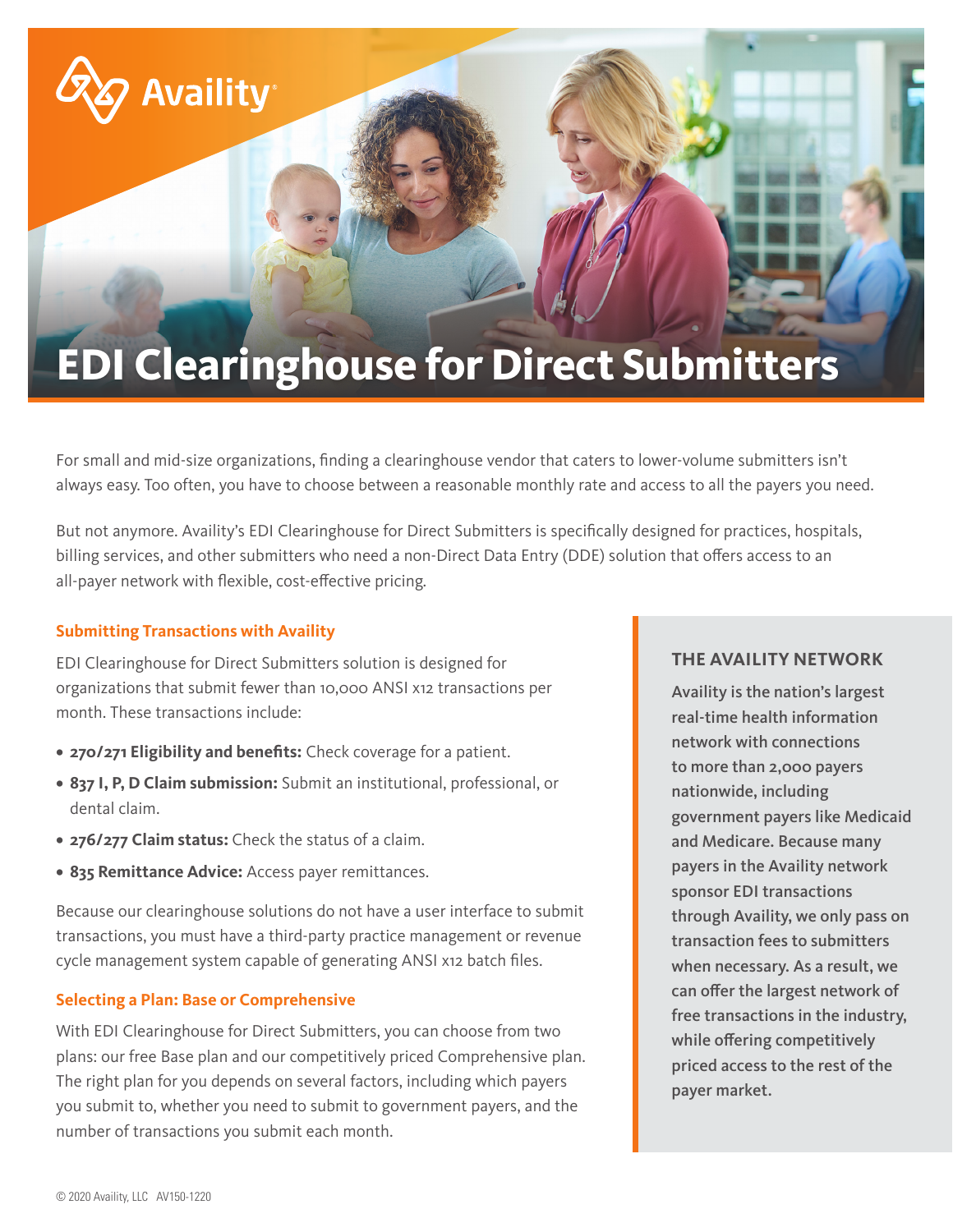Availity

# EDI Clearinghouse for Direct Submitters

For small and mid-size organizations, finding a clearinghouse vendor that caters to lower-volume submitters isn't always easy. Too often, you have to choose between a reasonable monthly rate and access to all the payers you need.

But not anymore. Availity's EDI Clearinghouse for Direct Submitters is specifically designed for practices, hospitals, billing services, and other submitters who need a non-Direct Data Entry (DDE) solution that offers access to an all-payer network with flexible, cost-effective pricing.

## Submitting Transactions with Availity

EDI Clearinghouse for Direct Submitters solution is designed for organizations that submit fewer than 10,000 ANSI x12 transactions per month. These transactions include:

- **270/271 Eligibility and benefits:** Check coverage for a patient.
- **837 I, P, D Claim submission:** Submit an institutional, professional, or dental claim.
- **276/277 Claim status:** Check the status of a claim.
- **835 Remittance Advice:** Access payer remittances.

Because our clearinghouse solutions do not have a user interface to submit transactions, you must have a third-party practice management or revenue cycle management system capable of generating ANSI x12 batch files.

## Selecting a Plan: Base or Comprehensive

With EDI Clearinghouse for Direct Submitters, you can choose from two plans: our free Base plan and our competitively priced Comprehensive plan. The right plan for you depends on several factors, including which payers you submit to, whether you need to submit to government payers, and the number of transactions you submit each month.

### THE AVAILITY NETWORK

**Availity is the nation's largest real-time health information network with connections to more than 2,000 payers nationwide, including government payers like Medicaid and Medicare. Because many payers in the Availity network sponsor EDI transactions through Availity, we only pass on transaction fees to submitters when necessary. As a result, we can offer the largest network of free transactions in the industry, while offering competitively priced access to the rest of the payer market.**

© 2020 Availity, LLC AV150-1220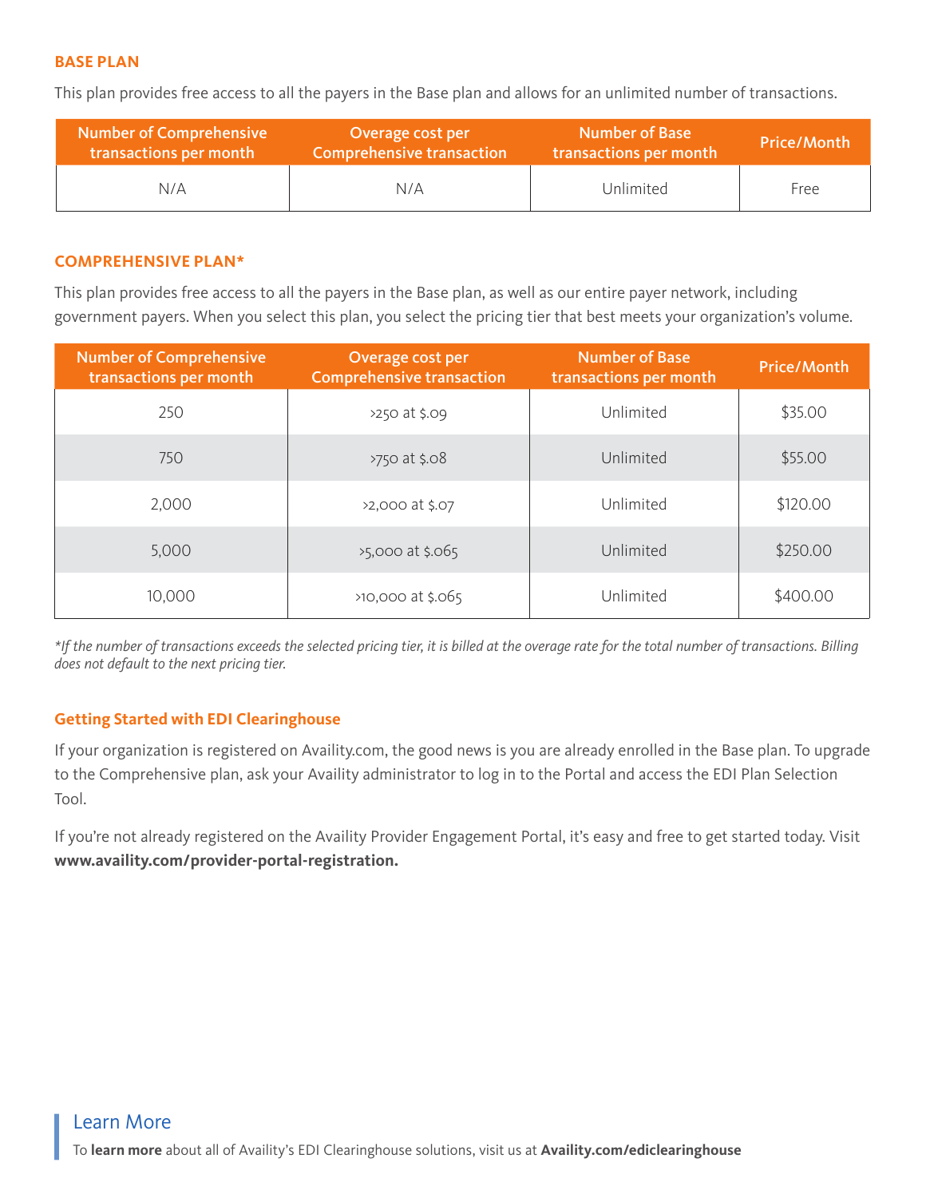### BASE PLAN

This plan provides free access to all the payers in the Base plan and allows for an unlimited number of transactions.

| Number of Comprehensive transactions per month | Overage cost per Comprehensive transaction | Number of Base transactions per month | Price/Month |
|---|---|---|---|
| N/A | N/A | Unlimited | Free |

### COMPREHENSIVE PLAN*

This plan provides free access to all the payers in the Base plan, as well as our entire payer network, including government payers. When you select this plan, you select the pricing tier that best meets your organization's volume.

| Number of Comprehensive transactions per month | Overage cost per Comprehensive transaction | Number of Base transactions per month | Price/Month |
|---|---|---|---|
| 250 | >250 at $.09 | Unlimited | $35.00 |
| 750 | >750 at $.08 | Unlimited | $55.00 |
| 2,000 | >2,000 at $.07 | Unlimited | $120.00 |
| 5,000 | >5,000 at $.065 | Unlimited | $250.00 |
| 10,000 | >10,000 at $.065 | Unlimited | $400.00 |

*\*If the number of transactions exceeds the selected pricing tier, it is billed at the overage rate for the total number of transactions. Billing does not default to the next pricing tier.*

### Getting Started with EDI Clearinghouse

If your organization is registered on Availity.com, the good news is you are already enrolled in the Base plan. To upgrade to the Comprehensive plan, ask your Availity administrator to log in to the Portal and access the EDI Plan Selection Tool.

If you're not already registered on the Availity Provider Engagement Portal, it's easy and free to get started today. Visit **www.availity.com/provider-portal-registration.**

## Learn More

To **learn more** about all of Availity's EDI Clearinghouse solutions, visit us at **Availity.com/ediclearinghouse**